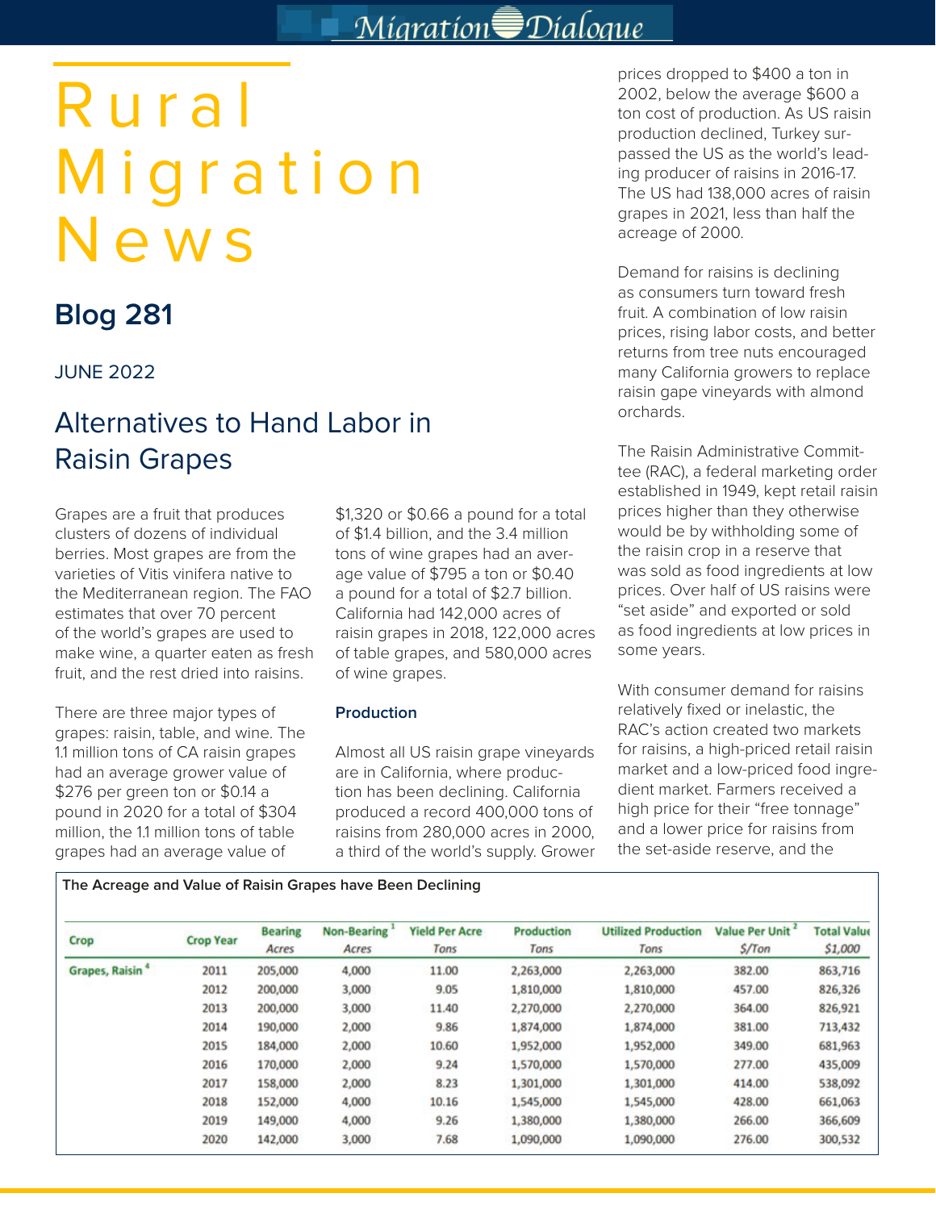# Rural Migration News

## Blog 281

JUNE 2022

## Alternatives to Hand Labor in Raisin Grapes

Grapes are a fruit that produces clusters of dozens of individual berries. Most grapes are from the varieties of Vitis vinifera native to the Mediterranean region. The FAO estimates that over 70 percent of the world's grapes are used to make wine, a quarter eaten as fresh fruit, and the rest dried into raisins.

There are three major types of grapes: raisin, table, and wine. The 1.1 million tons of CA raisin grapes had an average grower value of $276 per green ton or $0.14 a pound in 2020 for a total of $304 million, the 1.1 million tons of table grapes had an average value of $1,320 or $0.66 a pound for a total of $1.4 billion, and the 3.4 million tons of wine grapes had an average value of $795 a ton or $0.40 a pound for a total of $2.7 billion. California had 142,000 acres of raisin grapes in 2018, 122,000 acres of table grapes, and 580,000 acres of wine grapes.

### Production

Almost all US raisin grape vineyards are in California, where production has been declining. California produced a record 400,000 tons of raisins from 280,000 acres in 2000, a third of the world's supply. Grower prices dropped to $400 a ton in 2002, below the average $600 a ton cost of production. As US raisin production declined, Turkey surpassed the US as the world's leading producer of raisins in 2016-17. The US had 138,000 acres of raisin grapes in 2021, less than half the acreage of 2000.

Demand for raisins is declining as consumers turn toward fresh fruit. A combination of low raisin prices, rising labor costs, and better returns from tree nuts encouraged many California growers to replace raisin gape vineyards with almond orchards.

The Raisin Administrative Committee (RAC), a federal marketing order established in 1949, kept retail raisin prices higher than they otherwise would be by withholding some of the raisin crop in a reserve that was sold as food ingredients at low prices. Over half of US raisins were "set aside" and exported or sold as food ingredients at low prices in some years.

With consumer demand for raisins relatively fixed or inelastic, the RAC's action created two markets for raisins, a high-priced retail raisin market and a low-priced food ingredient market. Farmers received a high price for their "free tonnage" and a lower price for raisins from the set-aside reserve, and the

**The Acreage and Value of Raisin Grapes have Been Declining**

| Crop | Crop Year | Bearing Acres | Non-Bearing [1] Acres | Yield Per Acre Tons | Production Tons | Utilized Production Tons | Value Per Unit [2] $/Ton | Total Value $1,000 |
|---|---|---|---|---|---|---|---|---|
| Grapes, Raisin [4] | 2011 | 205,000 | 4,000 | 11.00 | 2,263,000 | 2,263,000 | 382.00 | 863,716 |
| | 2012 | 200,000 | 3,000 | 9.05 | 1,810,000 | 1,810,000 | 457.00 | 826,326 |
| | 2013 | 200,000 | 3,000 | 11.40 | 2,270,000 | 2,270,000 | 364.00 | 826,921 |
| | 2014 | 190,000 | 2,000 | 9.86 | 1,874,000 | 1,874,000 | 381.00 | 713,432 |
| | 2015 | 184,000 | 2,000 | 10.60 | 1,952,000 | 1,952,000 | 349.00 | 681,963 |
| | 2016 | 170,000 | 2,000 | 9.24 | 1,570,000 | 1,570,000 | 277.00 | 435,009 |
| | 2017 | 158,000 | 2,000 | 8.23 | 1,301,000 | 1,301,000 | 414.00 | 538,092 |
| | 2018 | 152,000 | 4,000 | 10.16 | 1,545,000 | 1,545,000 | 428.00 | 661,063 |
| | 2019 | 149,000 | 4,000 | 9.26 | 1,380,000 | 1,380,000 | 266.00 | 366,609 |
| | 2020 | 142,000 | 3,000 | 7.68 | 1,090,000 | 1,090,000 | 276.00 | 300,532 |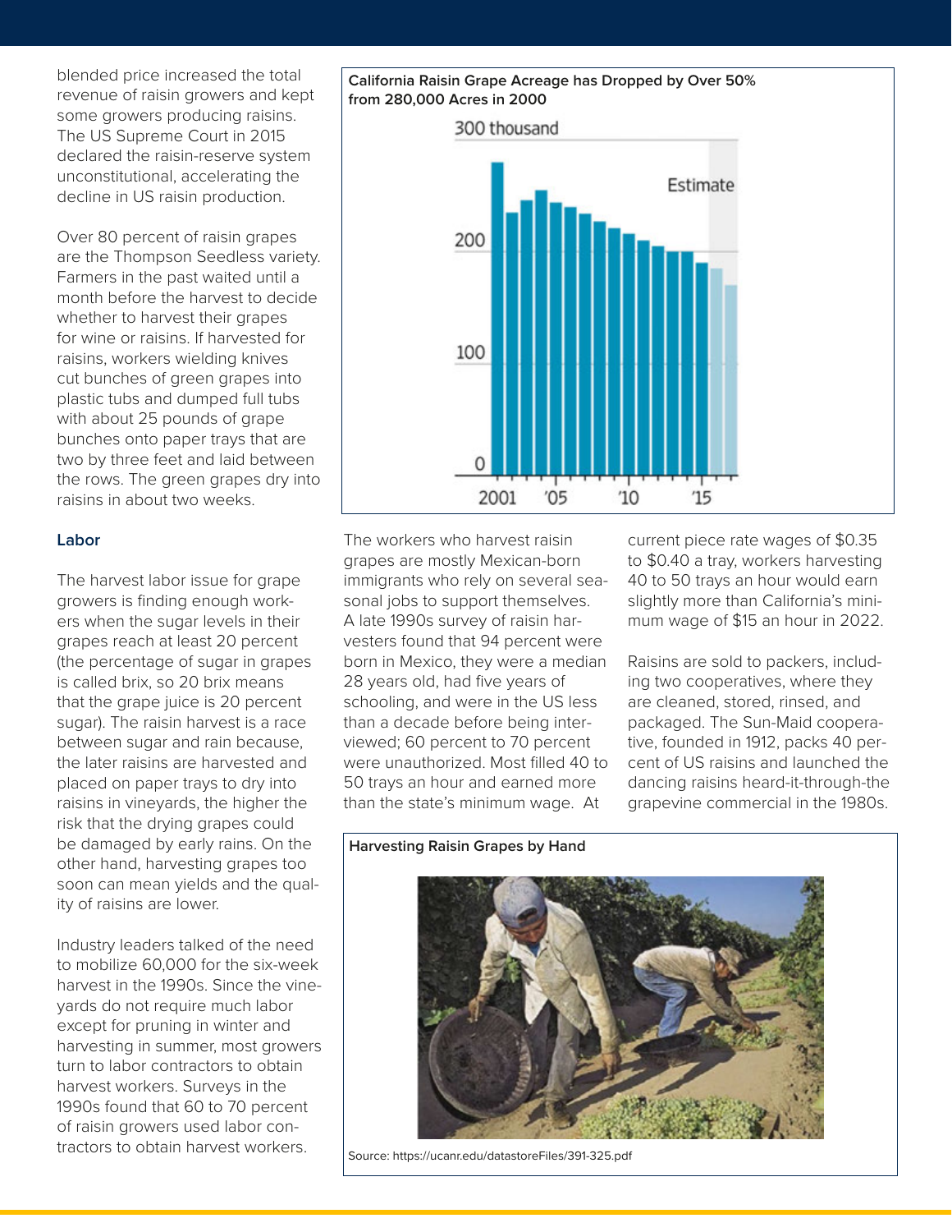blended price increased the total revenue of raisin growers and kept some growers producing raisins. The US Supreme Court in 2015 declared the raisin-reserve system unconstitutional, accelerating the decline in US raisin production.

Over 80 percent of raisin grapes are the Thompson Seedless variety. Farmers in the past waited until a month before the harvest to decide whether to harvest their grapes for wine or raisins. If harvested for raisins, workers wielding knives cut bunches of green grapes into plastic tubs and dumped full tubs with about 25 pounds of grape bunches onto paper trays that are two by three feet and laid between the rows. The green grapes dry into raisins in about two weeks.

**California Raisin Grape Acreage has Dropped by Over 50% from 280,000 Acres in 2000**

### Labor

The harvest labor issue for grape growers is finding enough workers when the sugar levels in their grapes reach at least 20 percent (the percentage of sugar in grapes is called brix, so 20 brix means that the grape juice is 20 percent sugar). The raisin harvest is a race between sugar and rain because, the later raisins are harvested and placed on paper trays to dry into raisins in vineyards, the higher the risk that the drying grapes could be damaged by early rains. On the other hand, harvesting grapes too soon can mean yields and the quality of raisins are lower.

Industry leaders talked of the need to mobilize 60,000 for the six-week harvest in the 1990s. Since the vineyards do not require much labor except for pruning in winter and harvesting in summer, most growers turn to labor contractors to obtain harvest workers. Surveys in the 1990s found that 60 to 70 percent of raisin growers used labor contractors to obtain harvest workers.

The workers who harvest raisin grapes are mostly Mexican-born immigrants who rely on several seasonal jobs to support themselves. A late 1990s survey of raisin harvesters found that 94 percent were born in Mexico, they were a median 28 years old, had five years of schooling, and were in the US less than a decade before being interviewed; 60 percent to 70 percent were unauthorized. Most filled 40 to 50 trays an hour and earned more than the state's minimum wage. At current piece rate wages of $0.35 to $0.40 a tray, workers harvesting 40 to 50 trays an hour would earn slightly more than California's minimum wage of $15 an hour in 2022.

Raisins are sold to packers, including two cooperatives, where they are cleaned, stored, rinsed, and packaged. The Sun-Maid cooperative, founded in 1912, packs 40 percent of US raisins and launched the dancing raisins heard-it-through-the grapevine commercial in the 1980s.

**Harvesting Raisin Grapes by Hand**

Source: https://ucanr.edu/datastoreFiles/391-325.pdf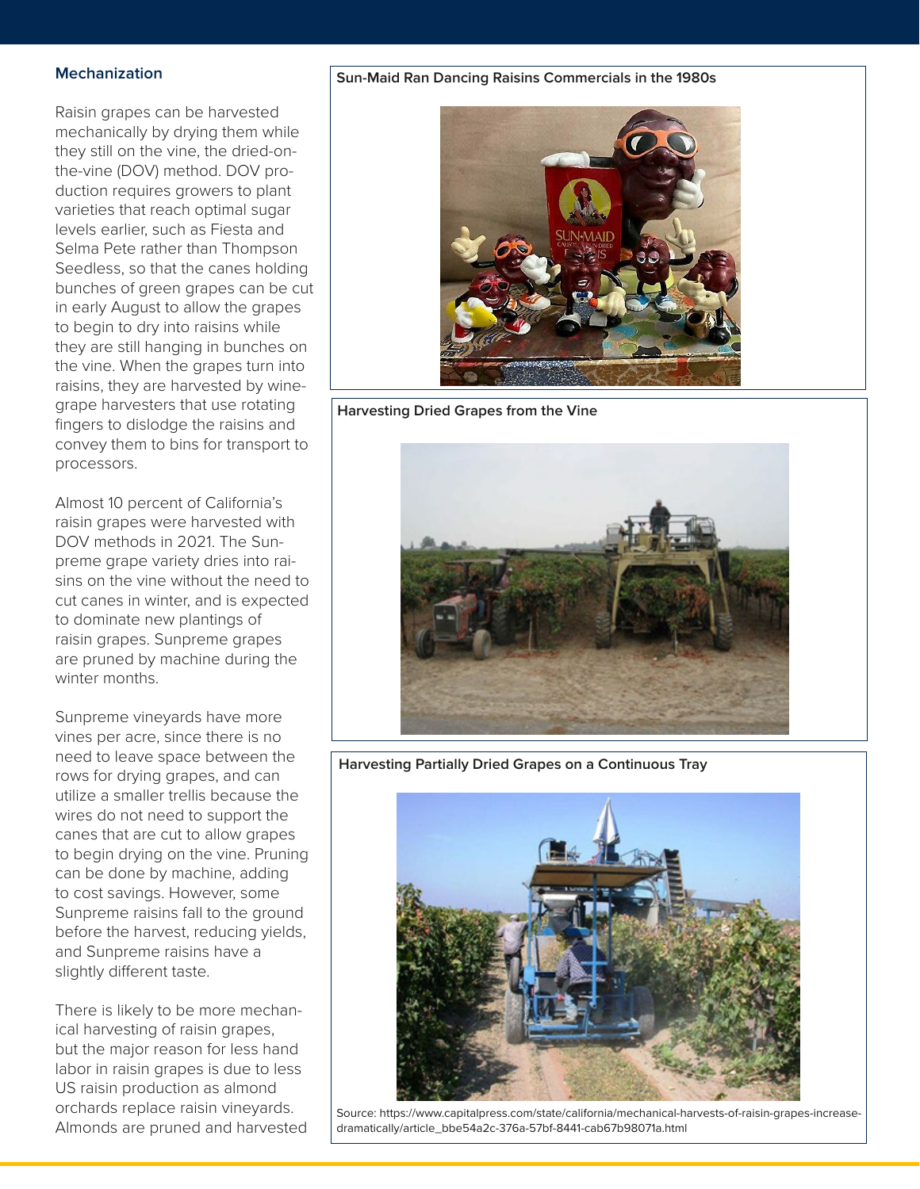## Mechanization

Raisin grapes can be harvested mechanically by drying them while they still on the vine, the dried-on-the-vine (DOV) method. DOV production requires growers to plant varieties that reach optimal sugar levels earlier, such as Fiesta and Selma Pete rather than Thompson Seedless, so that the canes holding bunches of green grapes can be cut in early August to allow the grapes to begin to dry into raisins while they are still hanging in bunches on the vine. When the grapes turn into raisins, they are harvested by wine-grape harvesters that use rotating fingers to dislodge the raisins and convey them to bins for transport to processors.

Almost 10 percent of California's raisin grapes were harvested with DOV methods in 2021. The Sunpreme grape variety dries into raisins on the vine without the need to cut canes in winter, and is expected to dominate new plantings of raisin grapes. Sunpreme grapes are pruned by machine during the winter months.

Sunpreme vineyards have more vines per acre, since there is no need to leave space between the rows for drying grapes, and can utilize a smaller trellis because the wires do not need to support the canes that are cut to allow grapes to begin drying on the vine. Pruning can be done by machine, adding to cost savings. However, some Sunpreme raisins fall to the ground before the harvest, reducing yields, and Sunpreme raisins have a slightly different taste.

There is likely to be more mechanical harvesting of raisin grapes, but the major reason for less hand labor in raisin grapes is due to less US raisin production as almond orchards replace raisin vineyards. Almonds are pruned and harvested

**Sun-Maid Ran Dancing Raisins Commercials in the 1980s**

**Harvesting Dried Grapes from the Vine**

**Harvesting Partially Dried Grapes on a Continuous Tray**

Source: https://www.capitalpress.com/state/california/mechanical-harvests-of-raisin-grapes-increase-dramatically/article_bbe54a2c-376a-57bf-8441-cab67b98071a.html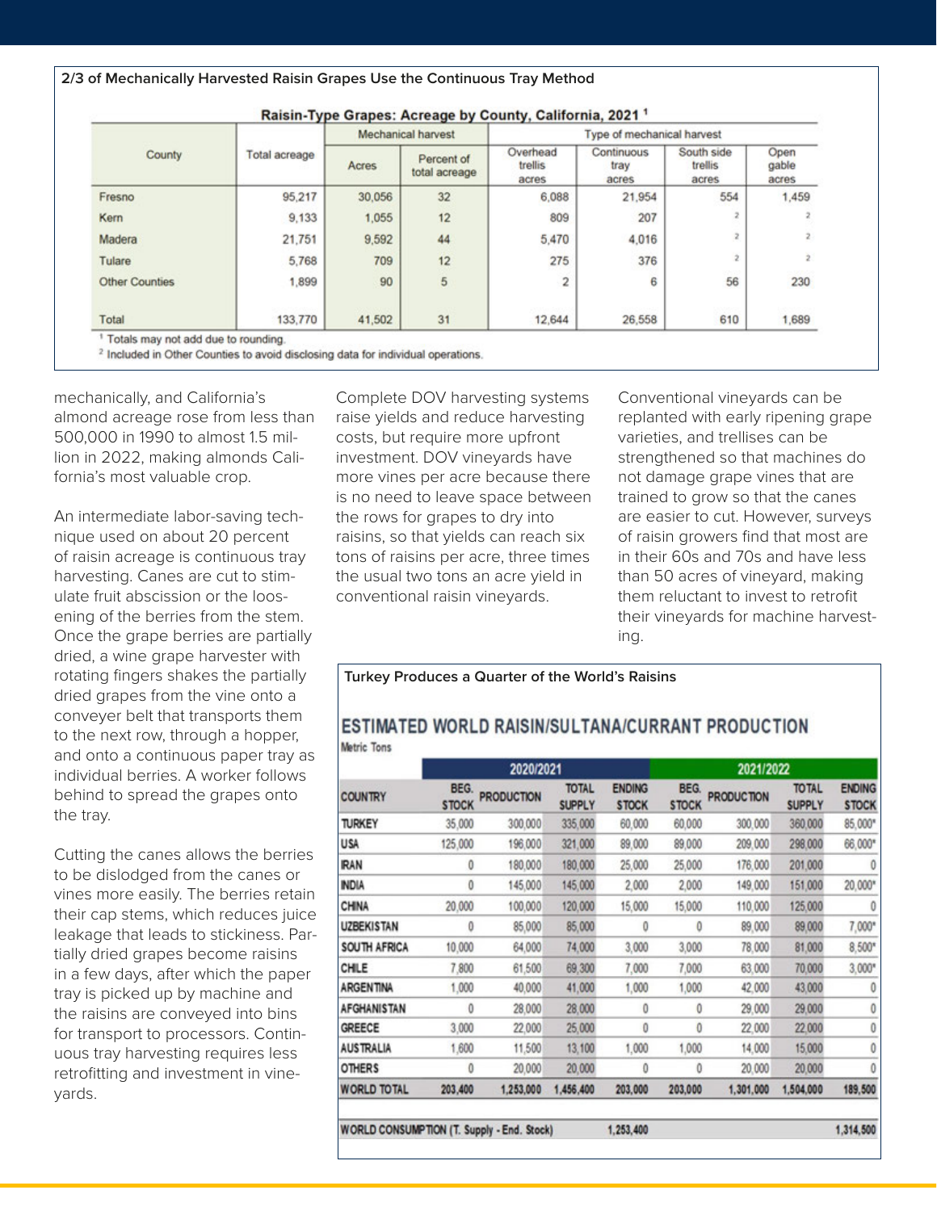**2/3 of Mechanically Harvested Raisin Grapes Use the Continuous Tray Method**

**Raisin-Type Grapes: Acreage by County, California, 2021** [1]

| County | Total acreage | Mechanical harvest | | Type of mechanical harvest | | | |
|---|---|---|---|---|---|---|---|
| | | Acres | Percent of total acreage | Overhead trellis acres | Continuous tray acres | South side trellis acres | Open gable acres |
| Fresno | 95,217 | 30,056 | 32 | 6,088 | 21,954 | 554 | 1,459 |
| Kern | 9,133 | 1,055 | 12 | 809 | 207 | [2] | [2] |
| Madera | 21,751 | 9,592 | 44 | 5,470 | 4,016 | [2] | [2] |
| Tulare | 5,768 | 709 | 12 | 275 | 376 | [2] | [2] |
| Other Counties | 1,899 | 90 | 5 | 2 | 6 | 56 | 230 |
| Total | 133,770 | 41,502 | 31 | 12,644 | 26,558 | 610 | 1,689 |

[1] Totals may not add due to rounding.
[2] Included in Other Counties to avoid disclosing data for individual operations.

mechanically, and California's almond acreage rose from less than 500,000 in 1990 to almost 1.5 million in 2022, making almonds California's most valuable crop.

An intermediate labor-saving technique used on about 20 percent of raisin acreage is continuous tray harvesting. Canes are cut to stimulate fruit abscission or the loosening of the berries from the stem. Once the grape berries are partially dried, a wine grape harvester with rotating fingers shakes the partially dried grapes from the vine onto a conveyer belt that transports them to the next row, through a hopper, and onto a continuous paper tray as individual berries. A worker follows behind to spread the grapes onto the tray.

Cutting the canes allows the berries to be dislodged from the canes or vines more easily. The berries retain their cap stems, which reduces juice leakage that leads to stickiness. Partially dried grapes become raisins in a few days, after which the paper tray is picked up by machine and the raisins are conveyed into bins for transport to processors. Continuous tray harvesting requires less retrofitting and investment in vineyards.

Complete DOV harvesting systems raise yields and reduce harvesting costs, but require more upfront investment. DOV vineyards have more vines per acre because there is no need to leave space between the rows for grapes to dry into raisins, so that yields can reach six tons of raisins per acre, three times the usual two tons an acre yield in conventional raisin vineyards.

Conventional vineyards can be replanted with early ripening grape varieties, and trellises can be strengthened so that machines do not damage grape vines that are trained to grow so that the canes are easier to cut. However, surveys of raisin growers find that most are in their 60s and 70s and have less than 50 acres of vineyard, making them reluctant to invest to retrofit their vineyards for machine harvesting.

**Turkey Produces a Quarter of the World's Raisins**

**ESTIMATED WORLD RAISIN/SULTANA/CURRANT PRODUCTION**

Metric Tons

| COUNTRY | 2020/2021 | | | | 2021/2022 | | | |
|---|---|---|---|---|---|---|---|---|
| | BEG. STOCK | PRODUCTION | TOTAL SUPPLY | ENDING STOCK | BEG. STOCK | PRODUCTION | TOTAL SUPPLY | ENDING STOCK |
| TURKEY | 35,000 | 300,000 | 335,000 | 60,000 | 60,000 | 300,000 | 360,000 | 85,000* |
| USA | 125,000 | 196,000 | 321,000 | 89,000 | 89,000 | 209,000 | 298,000 | 66,000* |
| IRAN | 0 | 180,000 | 180,000 | 25,000 | 25,000 | 176,000 | 201,000 | 0 |
| INDIA | 0 | 145,000 | 145,000 | 2,000 | 2,000 | 149,000 | 151,000 | 20,000* |
| CHINA | 20,000 | 100,000 | 120,000 | 15,000 | 15,000 | 110,000 | 125,000 | 0 |
| UZBEKISTAN | 0 | 85,000 | 85,000 | 0 | 0 | 89,000 | 89,000 | 7,000* |
| SOUTH AFRICA | 10,000 | 64,000 | 74,000 | 3,000 | 3,000 | 78,000 | 81,000 | 8,500* |
| CHILE | 7,800 | 61,500 | 69,300 | 7,000 | 7,000 | 63,000 | 70,000 | 3,000* |
| ARGENTINA | 1,000 | 40,000 | 41,000 | 1,000 | 1,000 | 42,000 | 43,000 | 0 |
| AFGHANISTAN | 0 | 28,000 | 28,000 | 0 | 0 | 29,000 | 29,000 | 0 |
| GREECE | 3,000 | 22,000 | 25,000 | 0 | 0 | 22,000 | 22,000 | 0 |
| AUSTRALIA | 1,600 | 11,500 | 13,100 | 1,000 | 1,000 | 14,000 | 15,000 | 0 |
| OTHERS | 0 | 20,000 | 20,000 | 0 | 0 | 20,000 | 20,000 | 0 |
| WORLD TOTAL | 203,400 | 1,253,000 | 1,456,400 | 203,000 | 203,000 | 1,301,000 | 1,504,000 | 189,500 |
| WORLD CONSUMPTION (T. Supply - End. Stock) | | | | 1,253,400 | | | | 1,314,500 |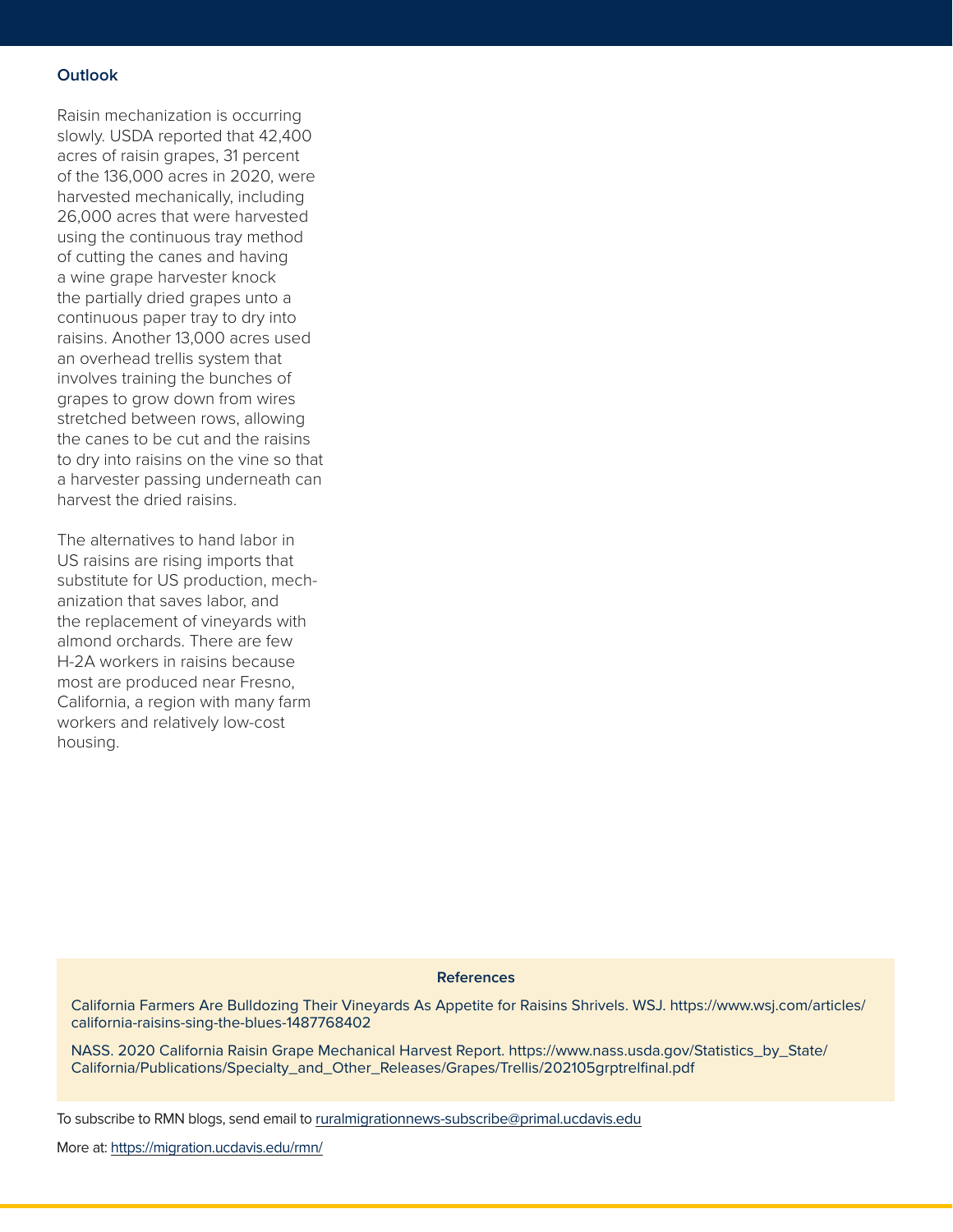## Outlook

Raisin mechanization is occurring slowly. USDA reported that 42,400 acres of raisin grapes, 31 percent of the 136,000 acres in 2020, were harvested mechanically, including 26,000 acres that were harvested using the continuous tray method of cutting the canes and having a wine grape harvester knock the partially dried grapes unto a continuous paper tray to dry into raisins. Another 13,000 acres used an overhead trellis system that involves training the bunches of grapes to grow down from wires stretched between rows, allowing the canes to be cut and the raisins to dry into raisins on the vine so that a harvester passing underneath can harvest the dried raisins.

The alternatives to hand labor in US raisins are rising imports that substitute for US production, mechanization that saves labor, and the replacement of vineyards with almond orchards. There are few H-2A workers in raisins because most are produced near Fresno, California, a region with many farm workers and relatively low-cost housing.

### References

California Farmers Are Bulldozing Their Vineyards As Appetite for Raisins Shrivels. WSJ. https://www.wsj.com/articles/california-raisins-sing-the-blues-1487768402

NASS. 2020 California Raisin Grape Mechanical Harvest Report. https://www.nass.usda.gov/Statistics_by_State/California/Publications/Specialty_and_Other_Releases/Grapes/Trellis/202105grptrelfinal.pdf

To subscribe to RMN blogs, send email to ruralmigrationnews-subscribe@primal.ucdavis.edu

More at: https://migration.ucdavis.edu/rmn/